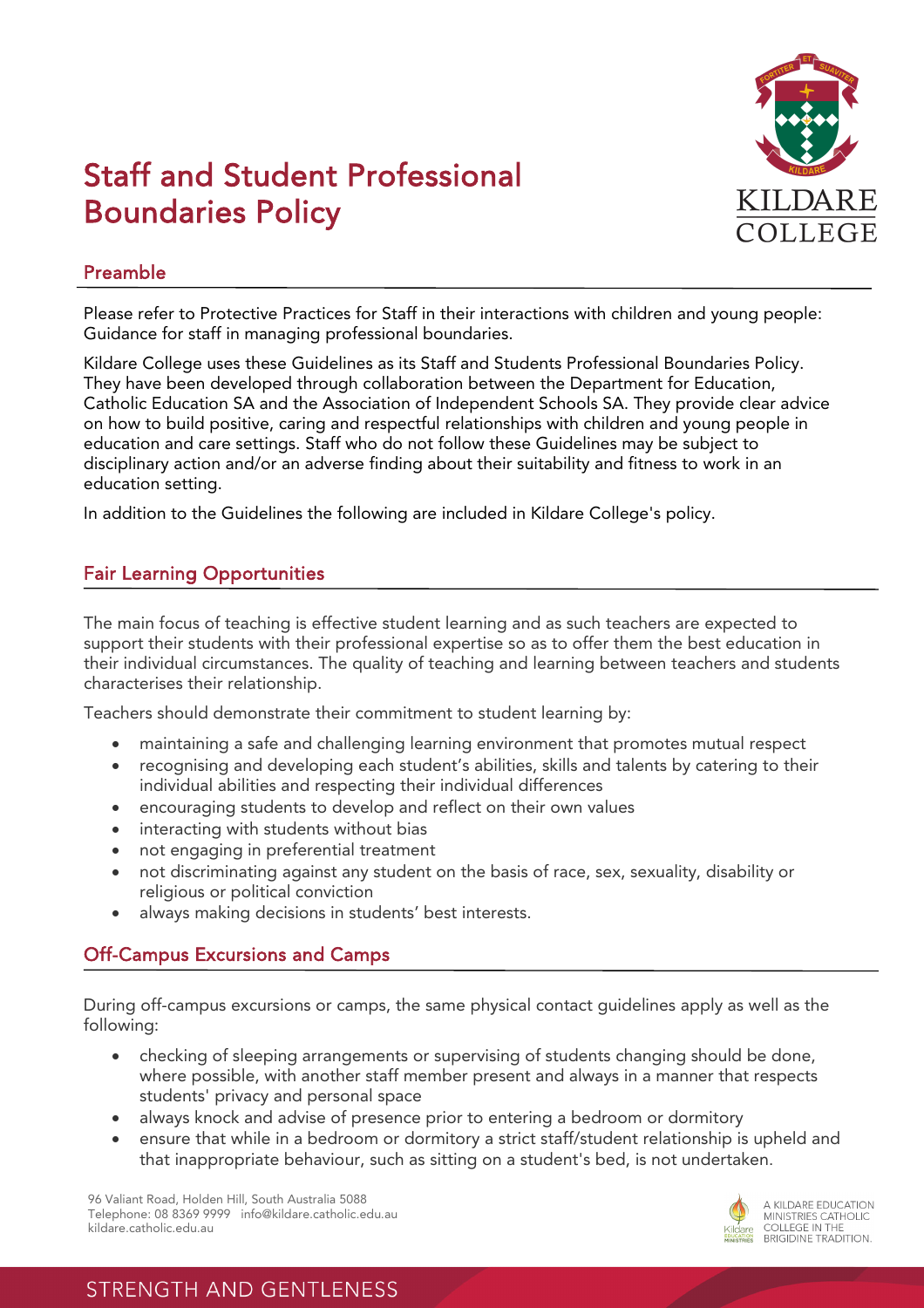# Staff and Student Professional Boundaries Policy

## Preamble

Please refer to Protective Practices for Staff in their interactions with children and young people: Guidance for staff in managing professional boundaries.

Kildare College uses these Guidelines as its Staff and Students Professional Boundaries Policy. They have been developed through collaboration between the Department for Education, Catholic Education SA and the Association of Independent Schools SA. They provide clear advice on how to build positive, caring and respectful relationships with children and young people in education and care settings. Staff who do not follow these Guidelines may be subject to disciplinary action and/or an adverse finding about their suitability and fitness to work in an education setting.

In addition to the Guidelines the following are included in Kildare College's policy.

## Fair Learning Opportunities

The main focus of teaching is effective student learning and as such teachers are expected to support their students with their professional expertise so as to offer them the best education in their individual circumstances. The quality of teaching and learning between teachers and students characterises their relationship.

Teachers should demonstrate their commitment to student learning by:

- maintaining a safe and challenging learning environment that promotes mutual respect
- recognising and developing each student's abilities, skills and talents by catering to their individual abilities and respecting their individual differences
- encouraging students to develop and reflect on their own values
- interacting with students without bias
- not engaging in preferential treatment
- not discriminating against any student on the basis of race, sex, sexuality, disability or religious or political conviction
- always making decisions in students' best interests.

## Off-Campus Excursions and Camps

During off-campus excursions or camps, the same physical contact guidelines apply as well as the following:

- checking of sleeping arrangements or supervising of students changing should be done, where possible, with another staff member present and always in a manner that respects students' privacy and personal space
- always knock and advise of presence prior to entering a bedroom or dormitory
- ensure that while in a bedroom or dormitory a strict staff/student relationship is upheld and that inappropriate behaviour, such as sitting on a student's bed, is not undertaken.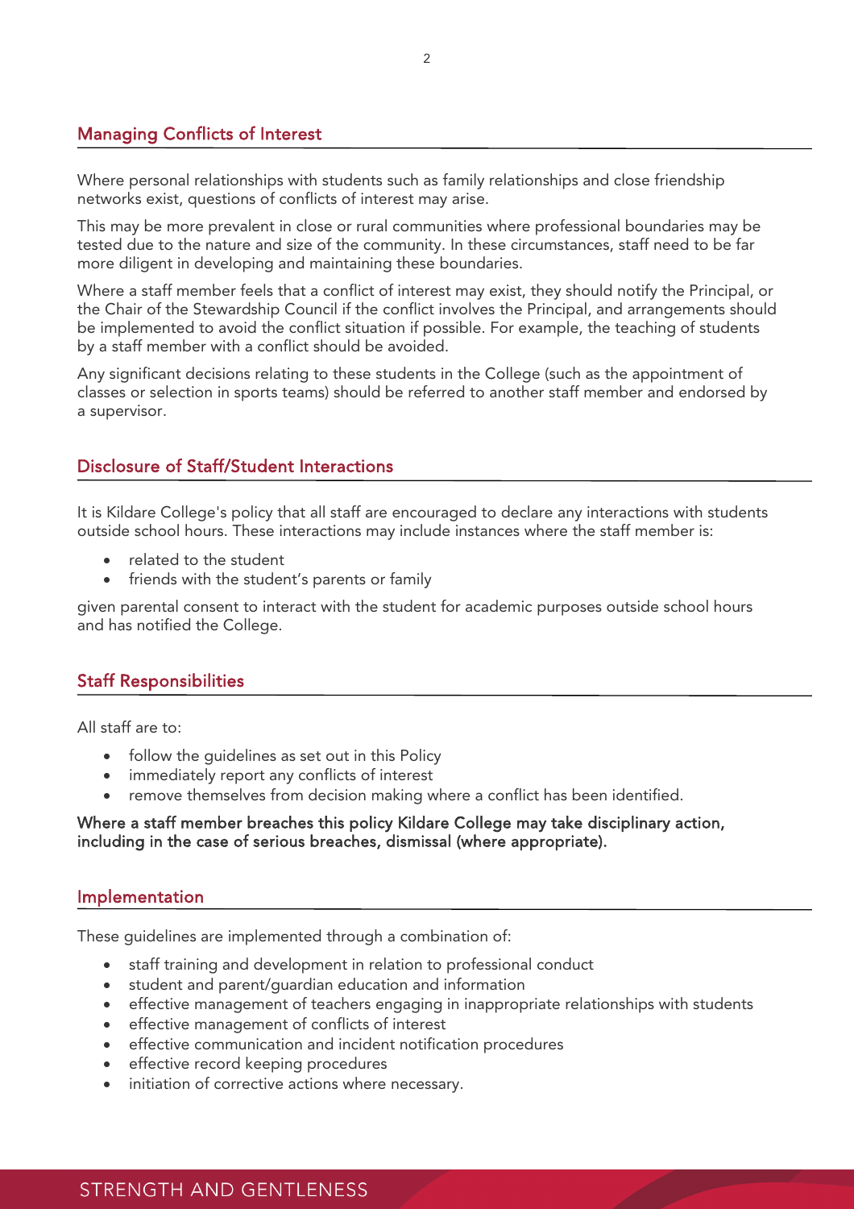## Managing Conflicts of Interest

Where personal relationships with students such as family relationships and close friendship networks exist, questions of conflicts of interest may arise.

This may be more prevalent in close or rural communities where professional boundaries may be tested due to the nature and size of the community. In these circumstances, staff need to be far more diligent in developing and maintaining these boundaries.

Where a staff member feels that a conflict of interest may exist, they should notify the Principal, or the Chair of the Stewardship Council if the conflict involves the Principal, and arrangements should be implemented to avoid the conflict situation if possible. For example, the teaching of students by a staff member with a conflict should be avoided.

Any significant decisions relating to these students in the College (such as the appointment of classes or selection in sports teams) should be referred to another staff member and endorsed by a supervisor.

## Disclosure of Staff/Student Interactions

It is Kildare College's policy that all staff are encouraged to declare any interactions with students outside school hours. These interactions may include instances where the staff member is:

- related to the student
- friends with the student's parents or family

given parental consent to interact with the student for academic purposes outside school hours and has notified the College.

## Staff Responsibilities

All staff are to:

- follow the guidelines as set out in this Policy
- immediately report any conflicts of interest
- remove themselves from decision making where a conflict has been identified.

Where a staff member breaches this policy Kildare College may take disciplinary action, including in the case of serious breaches, dismissal (where appropriate).

## Implementation

These guidelines are implemented through a combination of:

- staff training and development in relation to professional conduct
- student and parent/guardian education and information
- effective management of teachers engaging in inappropriate relationships with students
- effective management of conflicts of interest
- effective communication and incident notification procedures
- effective record keeping procedures
- initiation of corrective actions where necessary.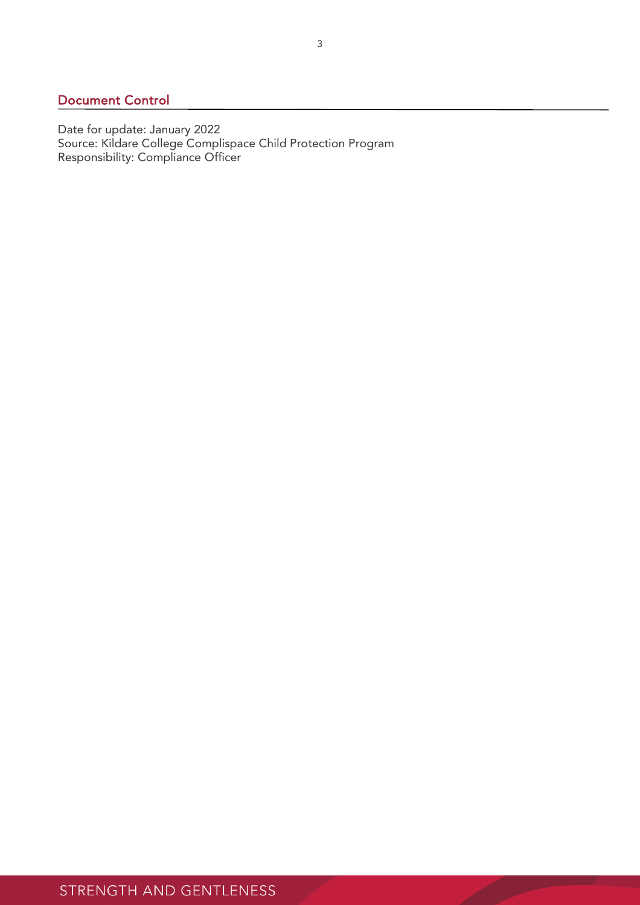## Document Control

Date for update: January 2022
Source: Kildare College Complispace Child Protection Program
Responsibility: Compliance Officer